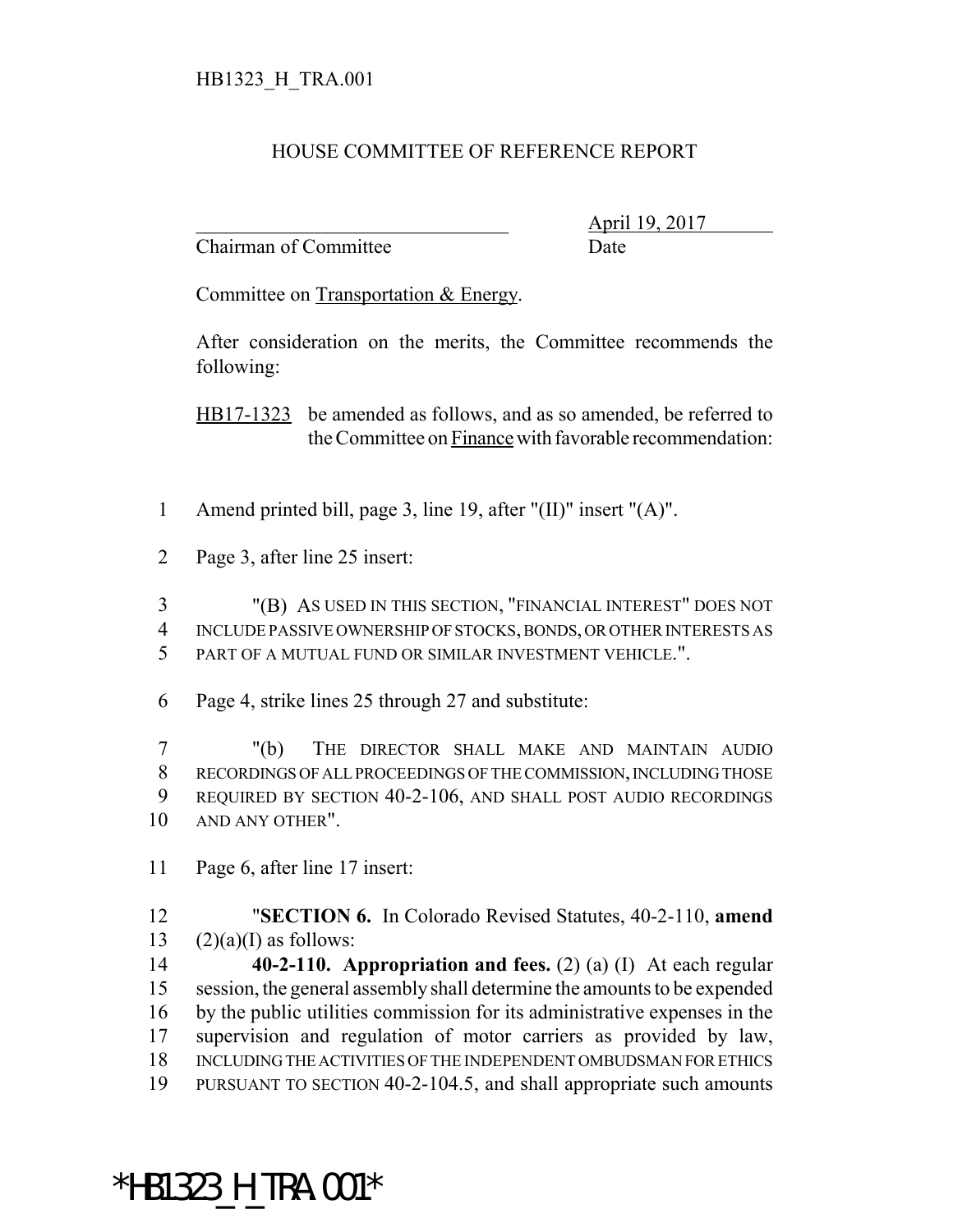HB1323_H_TRA.001

HOUSE COMMITTEE OF REFERENCE REPORT

_______________________________ April 19, 2017
Chairman of Committee Date

Committee on Transportation & Energy.

After consideration on the merits, the Committee recommends the following:

HB17-1323 be amended as follows, and as so amended, be referred to the Committee on Finance with favorable recommendation:

1 Amend printed bill, page 3, line 19, after "(II)" insert "(A)".

2 Page 3, after line 25 insert:

3 "(B) AS USED IN THIS SECTION, "FINANCIAL INTEREST" DOES NOT
4 INCLUDE PASSIVE OWNERSHIP OF STOCKS, BONDS, OR OTHER INTERESTS AS
5 PART OF A MUTUAL FUND OR SIMILAR INVESTMENT VEHICLE.".

6 Page 4, strike lines 25 through 27 and substitute:

7 "(b) THE DIRECTOR SHALL MAKE AND MAINTAIN AUDIO
8 RECORDINGS OF ALL PROCEEDINGS OF THE COMMISSION, INCLUDING THOSE
9 REQUIRED BY SECTION 40-2-106, AND SHALL POST AUDIO RECORDINGS
10 AND ANY OTHER".

11 Page 6, after line 17 insert:

12 "**SECTION 6.** In Colorado Revised Statutes, 40-2-110, **amend**
13 (2)(a)(I) as follows:
14 **40-2-110. Appropriation and fees.** (2) (a) (I) At each regular
15 session, the general assembly shall determine the amounts to be expended
16 by the public utilities commission for its administrative expenses in the
17 supervision and regulation of motor carriers as provided by law,
18 INCLUDING THE ACTIVITIES OF THE INDEPENDENT OMBUDSMAN FOR ETHICS
19 PURSUANT TO SECTION 40-2-104.5, and shall appropriate such amounts

*HB1323_H_TRA.001*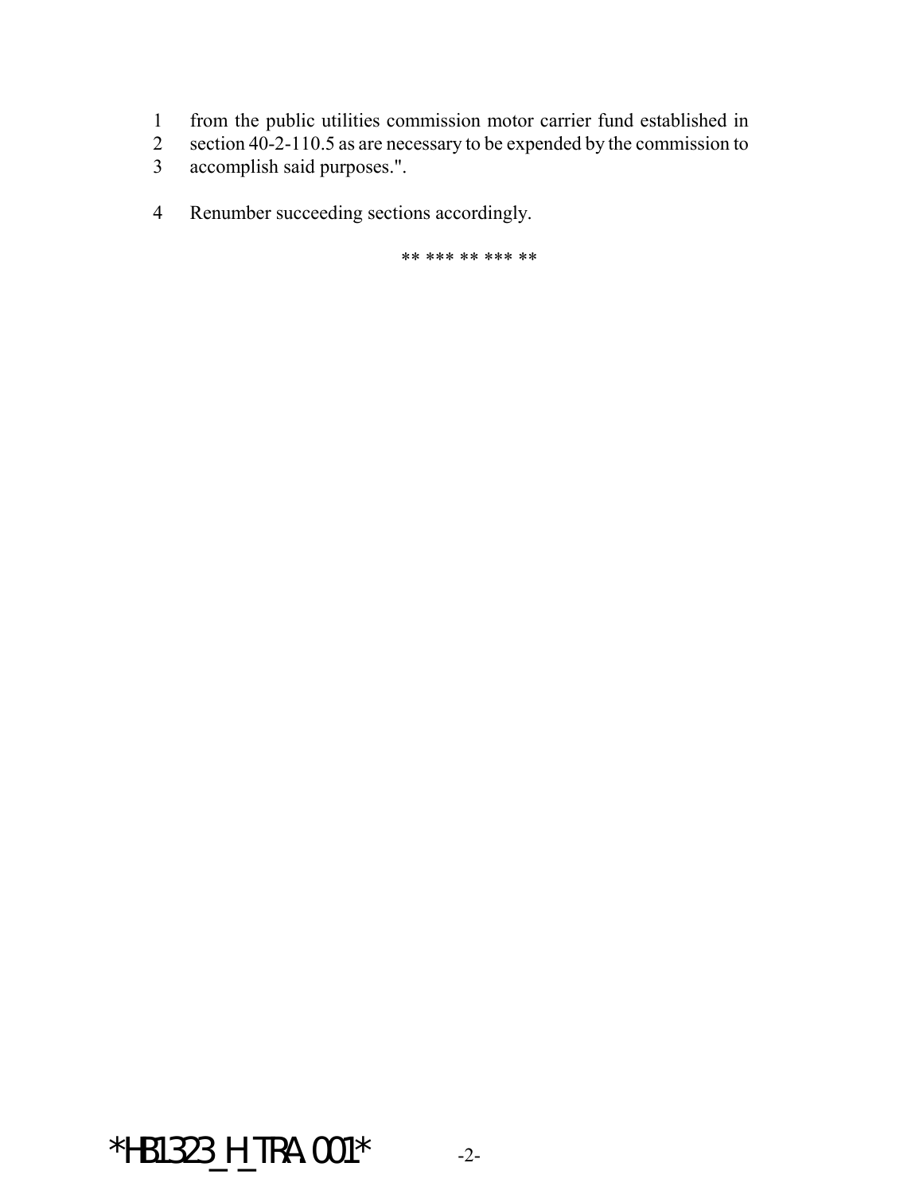1 from the public utilities commission motor carrier fund established in
2 section 40-2-110.5 as are necessary to be expended by the commission to
3 accomplish said purposes.".

4 Renumber succeeding sections accordingly.

** *** ** *** **

*HB1323_H_TRA.001*